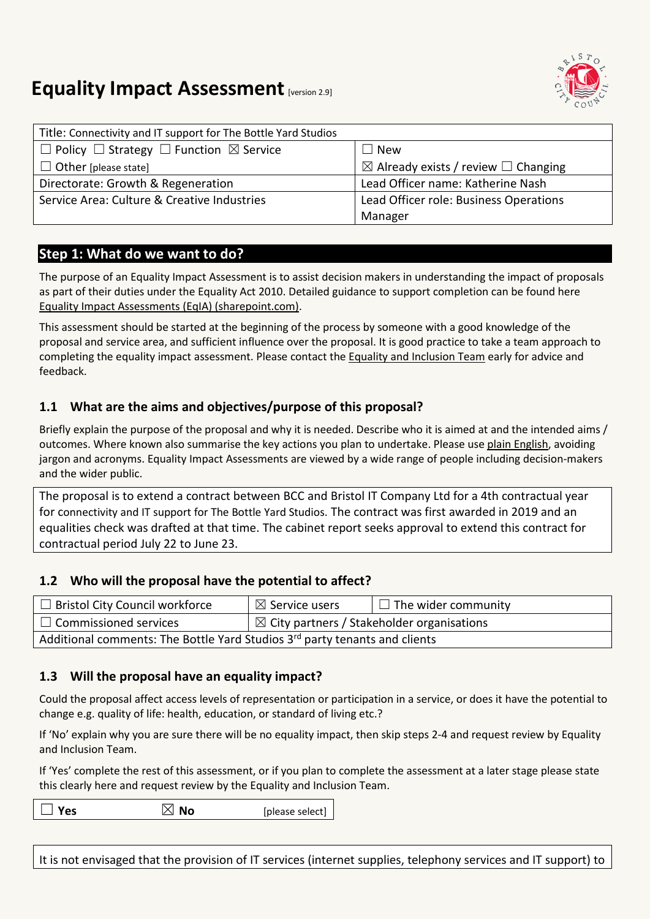# Equality Impact Assessment [version 2.9]

| Title: Connectivity and IT support for The Bottle Yard Studios | |
|---|---|
| ☐ Policy ☐ Strategy ☐ Function ☒ Service<br>☐ Other [please state] | ☐ New<br>☒ Already exists / review ☐ Changing |
| Directorate: Growth & Regeneration | Lead Officer name: Katherine Nash |
| Service Area: Culture & Creative Industries | Lead Officer role: Business Operations Manager |

## Step 1: What do we want to do?

The purpose of an Equality Impact Assessment is to assist decision makers in understanding the impact of proposals as part of their duties under the Equality Act 2010. Detailed guidance to support completion can be found here Equality Impact Assessments (EqIA) (sharepoint.com).

This assessment should be started at the beginning of the process by someone with a good knowledge of the proposal and service area, and sufficient influence over the proposal. It is good practice to take a team approach to completing the equality impact assessment. Please contact the Equality and Inclusion Team early for advice and feedback.

### 1.1 What are the aims and objectives/purpose of this proposal?

Briefly explain the purpose of the proposal and why it is needed. Describe who it is aimed at and the intended aims / outcomes. Where known also summarise the key actions you plan to undertake. Please use plain English, avoiding jargon and acronyms. Equality Impact Assessments are viewed by a wide range of people including decision-makers and the wider public.

| The proposal is to extend a contract between BCC and Bristol IT Company Ltd for a 4th contractual year for connectivity and IT support for The Bottle Yard Studios. The contract was first awarded in 2019 and an equalities check was drafted at that time. The cabinet report seeks approval to extend this contract for contractual period July 22 to June 23. |
|---|

### 1.2 Who will the proposal have the potential to affect?

| ☐ Bristol City Council workforce | ☒ Service users | ☐ The wider community |
|---|---|---|
| ☐ Commissioned services | ☒ City partners / Stakeholder organisations | |
| Additional comments: The Bottle Yard Studios 3rd party tenants and clients | | |

### 1.3 Will the proposal have an equality impact?

Could the proposal affect access levels of representation or participation in a service, or does it have the potential to change e.g. quality of life: health, education, or standard of living etc.?

If 'No' explain why you are sure there will be no equality impact, then skip steps 2-4 and request review by Equality and Inclusion Team.

If 'Yes' complete the rest of this assessment, or if you plan to complete the assessment at a later stage please state this clearly here and request review by the Equality and Inclusion Team.

| ☐ **Yes** | ☒ **No** | [please select] |
|---|---|---|

| It is not envisaged that the provision of IT services (internet supplies, telephony services and IT support) to |
|---|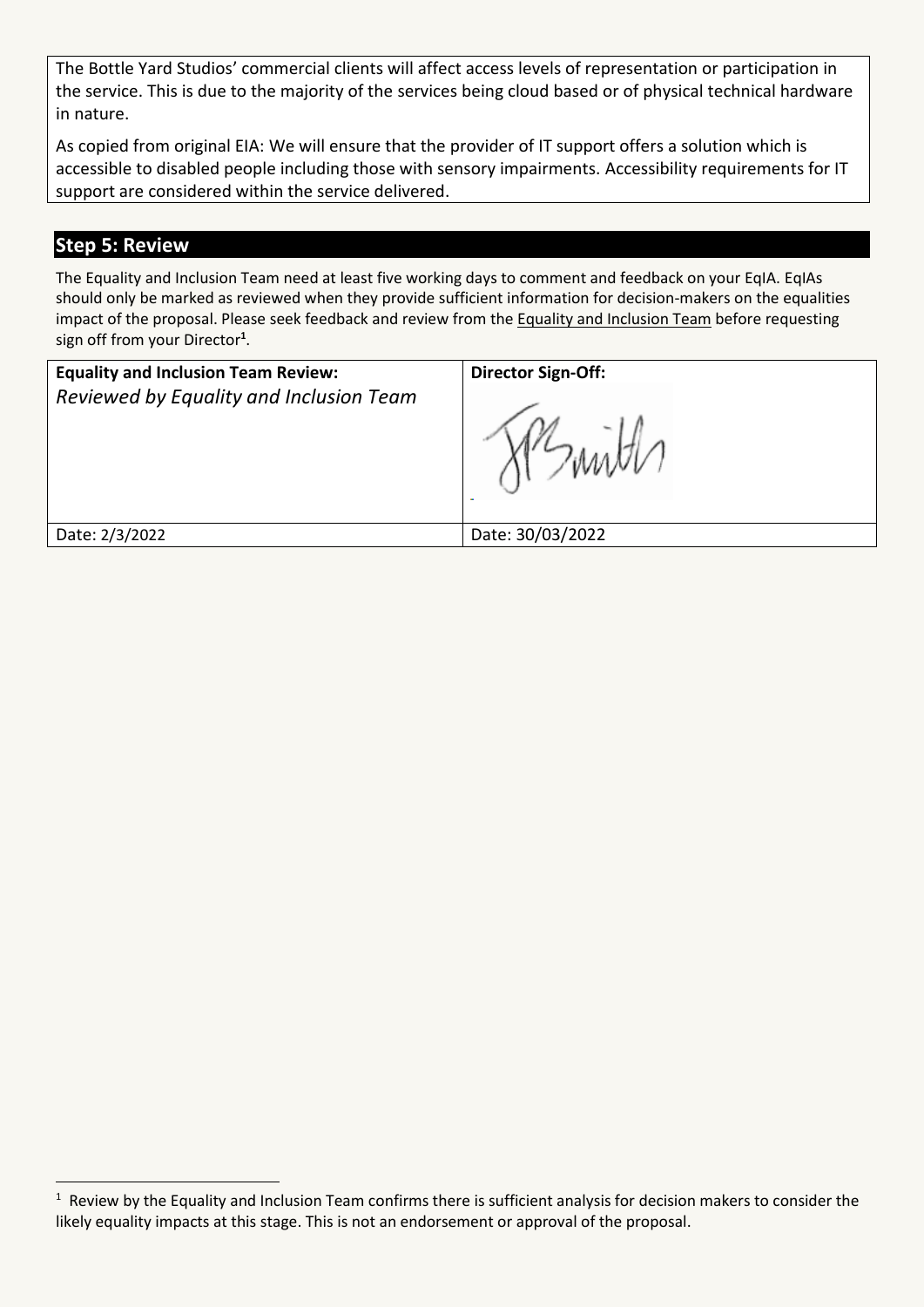The Bottle Yard Studios' commercial clients will affect access levels of representation or participation in the service. This is due to the majority of the services being cloud based or of physical technical hardware in nature.

As copied from original EIA: We will ensure that the provider of IT support offers a solution which is accessible to disabled people including those with sensory impairments. Accessibility requirements for IT support are considered within the service delivered.

## Step 5: Review

The Equality and Inclusion Team need at least five working days to comment and feedback on your EqIA. EqIAs should only be marked as reviewed when they provide sufficient information for decision-makers on the equalities impact of the proposal. Please seek feedback and review from the Equality and Inclusion Team before requesting sign off from your Director[1].

| **Equality and Inclusion Team Review:** *Reviewed by Equality and Inclusion Team* | **Director Sign-Off:** JPSmith |
|---|---|
| Date: 2/3/2022 | Date: 30/03/2022 |

[1] Review by the Equality and Inclusion Team confirms there is sufficient analysis for decision makers to consider the likely equality impacts at this stage. This is not an endorsement or approval of the proposal.